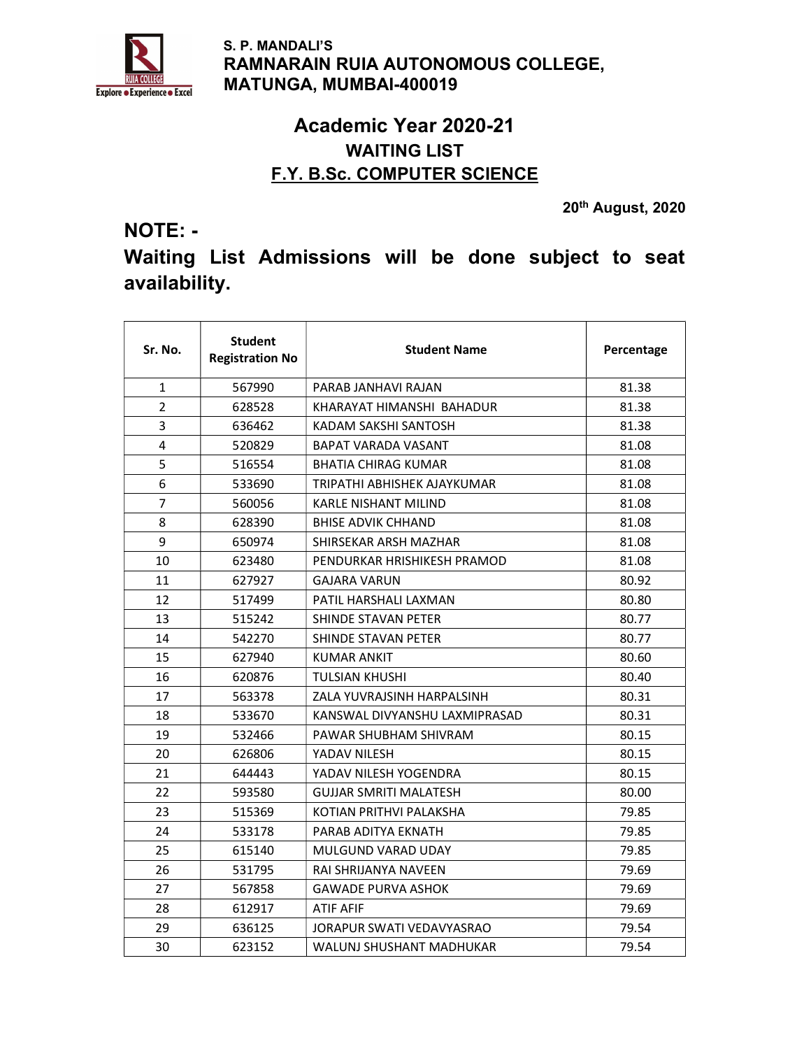S. P. MANDALI'S
**RAMNARAIN RUIA AUTONOMOUS COLLEGE, MATUNGA, MUMBAI-400019**

# Academic Year 2020-21

## WAITING LIST

## F.Y. B.Sc. COMPUTER SCIENCE

**20th August, 2020**

## NOTE: -

**Waiting List Admissions will be done subject to seat availability.**

| Sr. No. | Student Registration No | Student Name | Percentage |
|---|---|---|---|
| 1 | 567990 | PARAB JANHAVI RAJAN | 81.38 |
| 2 | 628528 | KHARAYAT HIMANSHI BAHADUR | 81.38 |
| 3 | 636462 | KADAM SAKSHI SANTOSH | 81.38 |
| 4 | 520829 | BAPAT VARADA VASANT | 81.08 |
| 5 | 516554 | BHATIA CHIRAG KUMAR | 81.08 |
| 6 | 533690 | TRIPATHI ABHISHEK AJAYKUMAR | 81.08 |
| 7 | 560056 | KARLE NISHANT MILIND | 81.08 |
| 8 | 628390 | BHISE ADVIK CHHAND | 81.08 |
| 9 | 650974 | SHIRSEKAR ARSH MAZHAR | 81.08 |
| 10 | 623480 | PENDURKAR HRISHIKESH PRAMOD | 81.08 |
| 11 | 627927 | GAJARA VARUN | 80.92 |
| 12 | 517499 | PATIL HARSHALI LAXMAN | 80.80 |
| 13 | 515242 | SHINDE STAVAN PETER | 80.77 |
| 14 | 542270 | SHINDE STAVAN PETER | 80.77 |
| 15 | 627940 | KUMAR ANKIT | 80.60 |
| 16 | 620876 | TULSIAN KHUSHI | 80.40 |
| 17 | 563378 | ZALA YUVRAJSINH HARPALSINH | 80.31 |
| 18 | 533670 | KANSWAL DIVYANSHU LAXMIPRASAD | 80.31 |
| 19 | 532466 | PAWAR SHUBHAM SHIVRAM | 80.15 |
| 20 | 626806 | YADAV NILESH | 80.15 |
| 21 | 644443 | YADAV NILESH YOGENDRA | 80.15 |
| 22 | 593580 | GUJJAR SMRITI MALATESH | 80.00 |
| 23 | 515369 | KOTIAN PRITHVI PALAKSHA | 79.85 |
| 24 | 533178 | PARAB ADITYA EKNATH | 79.85 |
| 25 | 615140 | MULGUND VARAD UDAY | 79.85 |
| 26 | 531795 | RAI SHRIJANYA NAVEEN | 79.69 |
| 27 | 567858 | GAWADE PURVA ASHOK | 79.69 |
| 28 | 612917 | ATIF AFIF | 79.69 |
| 29 | 636125 | JORAPUR SWATI VEDAVYASRAO | 79.54 |
| 30 | 623152 | WALUNJ SHUSHANT MADHUKAR | 79.54 |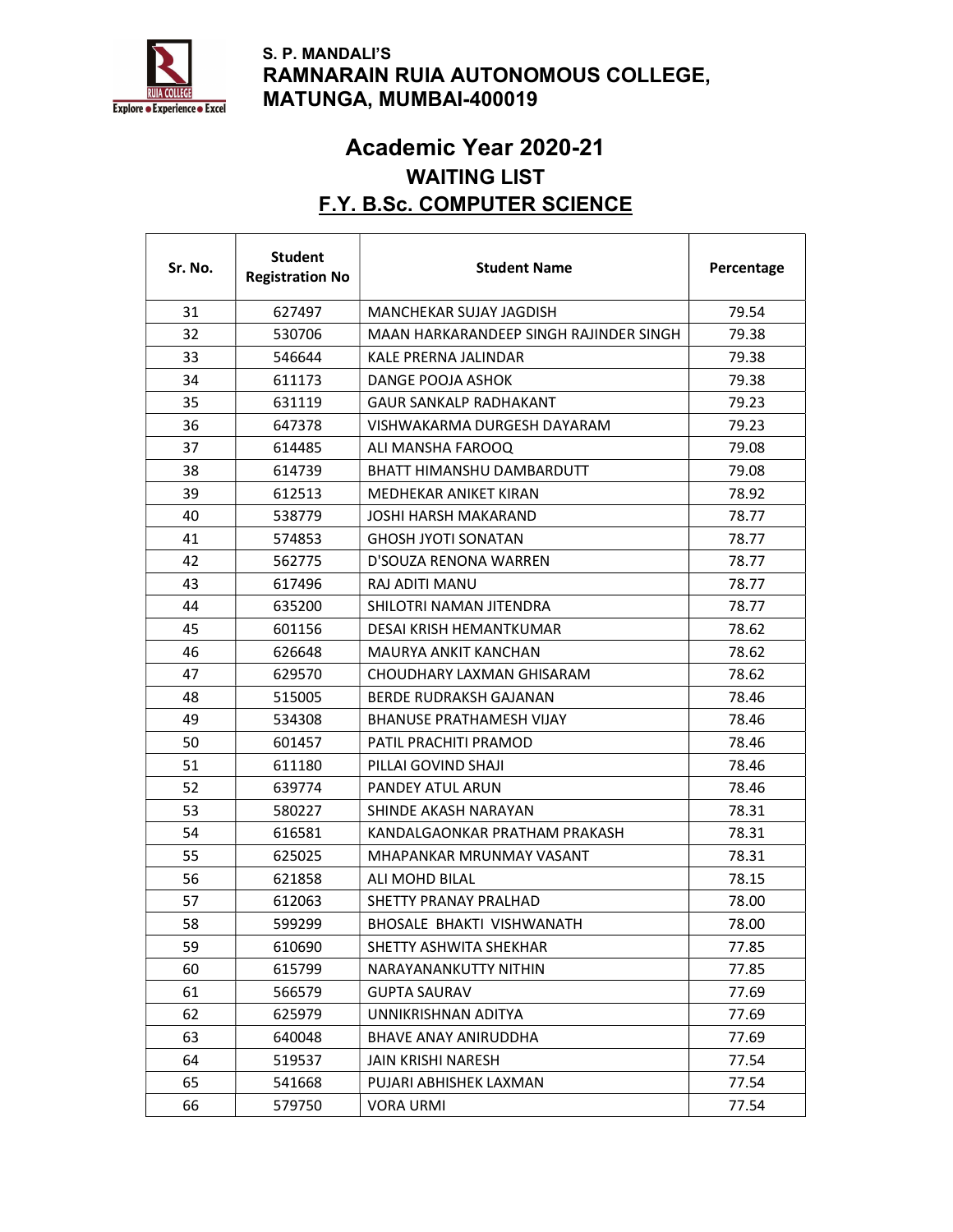S. P. MANDALI'S
**RAMNARAIN RUIA AUTONOMOUS COLLEGE, MATUNGA, MUMBAI-400019**

## Academic Year 2020-21

### WAITING LIST

### F.Y. B.Sc. COMPUTER SCIENCE

| Sr. No. | Student Registration No | Student Name | Percentage |
|---|---|---|---|
| 31 | 627497 | MANCHEKAR SUJAY JAGDISH | 79.54 |
| 32 | 530706 | MAAN HARKARANDEEP SINGH RAJINDER SINGH | 79.38 |
| 33 | 546644 | KALE PRERNA JALINDAR | 79.38 |
| 34 | 611173 | DANGE POOJA ASHOK | 79.38 |
| 35 | 631119 | GAUR SANKALP RADHAKANT | 79.23 |
| 36 | 647378 | VISHWAKARMA DURGESH DAYARAM | 79.23 |
| 37 | 614485 | ALI MANSHA FAROOQ | 79.08 |
| 38 | 614739 | BHATT HIMANSHU DAMBARDUTT | 79.08 |
| 39 | 612513 | MEDHEKAR ANIKET KIRAN | 78.92 |
| 40 | 538779 | JOSHI HARSH MAKARAND | 78.77 |
| 41 | 574853 | GHOSH JYOTI SONATAN | 78.77 |
| 42 | 562775 | D'SOUZA RENONA WARREN | 78.77 |
| 43 | 617496 | RAJ ADITI MANU | 78.77 |
| 44 | 635200 | SHILOTRI NAMAN JITENDRA | 78.77 |
| 45 | 601156 | DESAI KRISH HEMANTKUMAR | 78.62 |
| 46 | 626648 | MAURYA ANKIT KANCHAN | 78.62 |
| 47 | 629570 | CHOUDHARY LAXMAN GHISARAM | 78.62 |
| 48 | 515005 | BERDE RUDRAKSH GAJANAN | 78.46 |
| 49 | 534308 | BHANUSE PRATHAMESH VIJAY | 78.46 |
| 50 | 601457 | PATIL PRACHITI PRAMOD | 78.46 |
| 51 | 611180 | PILLAI GOVIND SHAJI | 78.46 |
| 52 | 639774 | PANDEY ATUL ARUN | 78.46 |
| 53 | 580227 | SHINDE AKASH NARAYAN | 78.31 |
| 54 | 616581 | KANDALGAONKAR PRATHAM PRAKASH | 78.31 |
| 55 | 625025 | MHAPANKAR MRUNMAY VASANT | 78.31 |
| 56 | 621858 | ALI MOHD BILAL | 78.15 |
| 57 | 612063 | SHETTY PRANAY PRALHAD | 78.00 |
| 58 | 599299 | BHOSALE BHAKTI VISHWANATH | 78.00 |
| 59 | 610690 | SHETTY ASHWITA SHEKHAR | 77.85 |
| 60 | 615799 | NARAYANANKUTTY NITHIN | 77.85 |
| 61 | 566579 | GUPTA SAURAV | 77.69 |
| 62 | 625979 | UNNIKRISHNAN ADITYA | 77.69 |
| 63 | 640048 | BHAVE ANAY ANIRUDDHA | 77.69 |
| 64 | 519537 | JAIN KRISHI NARESH | 77.54 |
| 65 | 541668 | PUJARI ABHISHEK LAXMAN | 77.54 |
| 66 | 579750 | VORA URMI | 77.54 |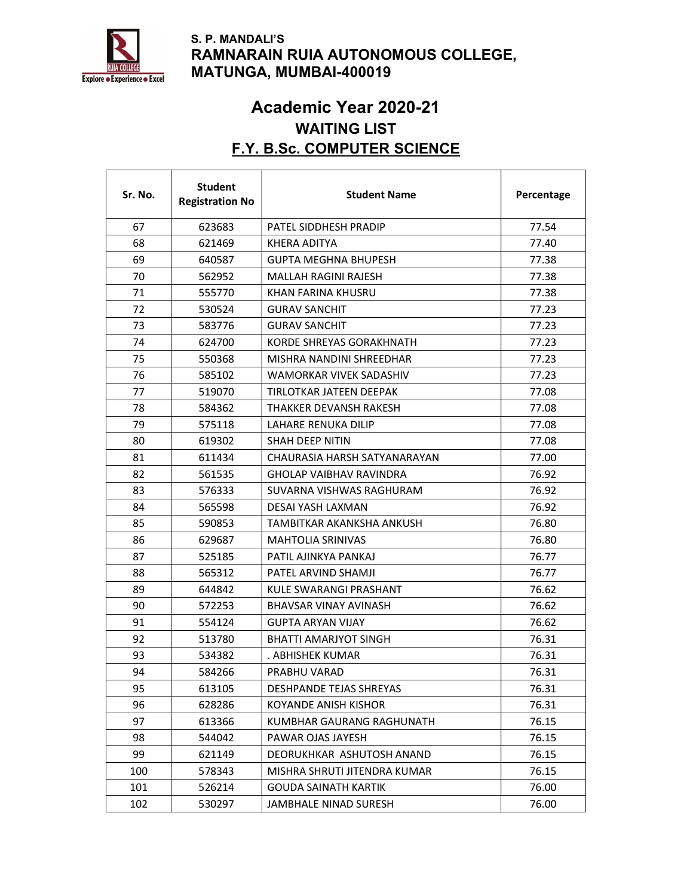S. P. MANDALI'S
**RAMNARAIN RUIA AUTONOMOUS COLLEGE, MATUNGA, MUMBAI-400019**

## Academic Year 2020-21
### WAITING LIST
### F.Y. B.Sc. COMPUTER SCIENCE

| Sr. No. | Student Registration No | Student Name | Percentage |
|---|---|---|---|
| 67 | 623683 | PATEL SIDDHESH PRADIP | 77.54 |
| 68 | 621469 | KHERA ADITYA | 77.40 |
| 69 | 640587 | GUPTA MEGHNA BHUPESH | 77.38 |
| 70 | 562952 | MALLAH RAGINI RAJESH | 77.38 |
| 71 | 555770 | KHAN FARINA KHUSRU | 77.38 |
| 72 | 530524 | GURAV SANCHIT | 77.23 |
| 73 | 583776 | GURAV SANCHIT | 77.23 |
| 74 | 624700 | KORDE SHREYAS GORAKHNATH | 77.23 |
| 75 | 550368 | MISHRA NANDINI SHREEDHAR | 77.23 |
| 76 | 585102 | WAMORKAR VIVEK SADASHIV | 77.23 |
| 77 | 519070 | TIRLOTKAR JATEEN DEEPAK | 77.08 |
| 78 | 584362 | THAKKER DEVANSH RAKESH | 77.08 |
| 79 | 575118 | LAHARE RENUKA DILIP | 77.08 |
| 80 | 619302 | SHAH DEEP NITIN | 77.08 |
| 81 | 611434 | CHAURASIA HARSH SATYANARAYAN | 77.00 |
| 82 | 561535 | GHOLAP VAIBHAV RAVINDRA | 76.92 |
| 83 | 576333 | SUVARNA VISHWAS RAGHURAM | 76.92 |
| 84 | 565598 | DESAI YASH LAXMAN | 76.92 |
| 85 | 590853 | TAMBITKAR AKANKSHA ANKUSH | 76.80 |
| 86 | 629687 | MAHTOLIA SRINIVAS | 76.80 |
| 87 | 525185 | PATIL AJINKYA PANKAJ | 76.77 |
| 88 | 565312 | PATEL ARVIND SHAMJI | 76.77 |
| 89 | 644842 | KULE SWARANGI PRASHANT | 76.62 |
| 90 | 572253 | BHAVSAR VINAY AVINASH | 76.62 |
| 91 | 554124 | GUPTA ARYAN VIJAY | 76.62 |
| 92 | 513780 | BHATTI AMARJYOT SINGH | 76.31 |
| 93 | 534382 | . ABHISHEK KUMAR | 76.31 |
| 94 | 584266 | PRABHU VARAD | 76.31 |
| 95 | 613105 | DESHPANDE TEJAS SHREYAS | 76.31 |
| 96 | 628286 | KOYANDE ANISH KISHOR | 76.31 |
| 97 | 613366 | KUMBHAR GAURANG RAGHUNATH | 76.15 |
| 98 | 544042 | PAWAR OJAS JAYESH | 76.15 |
| 99 | 621149 | DEORUKHKAR ASHUTOSH ANAND | 76.15 |
| 100 | 578343 | MISHRA SHRUTI JITENDRA KUMAR | 76.15 |
| 101 | 526214 | GOUDA SAINATH KARTIK | 76.00 |
| 102 | 530297 | JAMBHALE NINAD SURESH | 76.00 |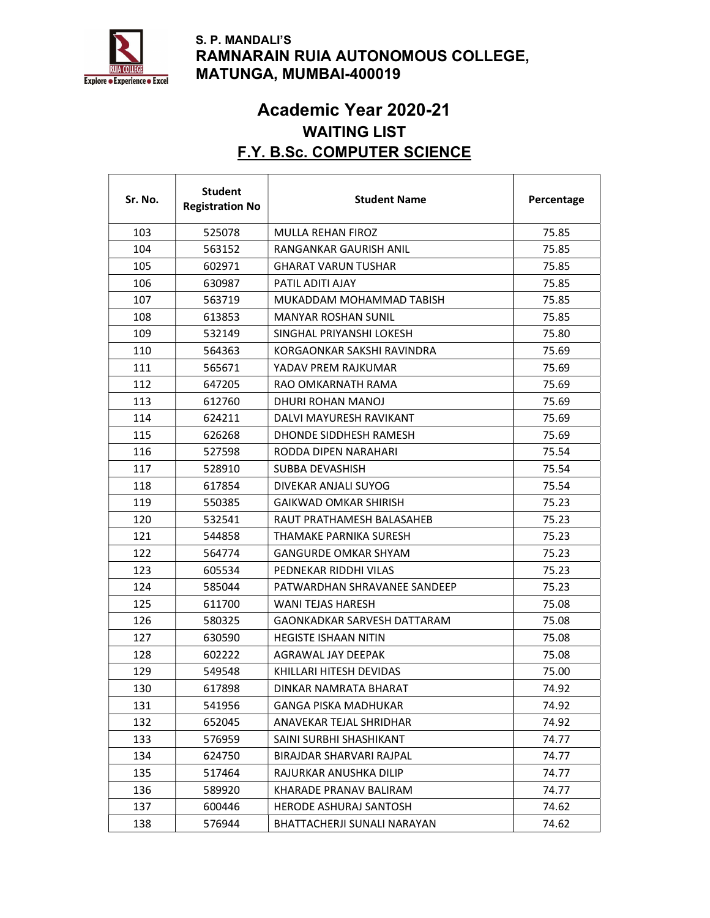S. P. MANDALI'S
**RAMNARAIN RUIA AUTONOMOUS COLLEGE, MATUNGA, MUMBAI-400019**

# Academic Year 2020-21

## WAITING LIST

## F.Y. B.Sc. COMPUTER SCIENCE

| Sr. No. | Student Registration No | Student Name | Percentage |
|---|---|---|---|
| 103 | 525078 | MULLA REHAN FIROZ | 75.85 |
| 104 | 563152 | RANGANKAR GAURISH ANIL | 75.85 |
| 105 | 602971 | GHARAT VARUN TUSHAR | 75.85 |
| 106 | 630987 | PATIL ADITI AJAY | 75.85 |
| 107 | 563719 | MUKADDAM MOHAMMAD TABISH | 75.85 |
| 108 | 613853 | MANYAR ROSHAN SUNIL | 75.85 |
| 109 | 532149 | SINGHAL PRIYANSHI LOKESH | 75.80 |
| 110 | 564363 | KORGAONKAR SAKSHI RAVINDRA | 75.69 |
| 111 | 565671 | YADAV PREM RAJKUMAR | 75.69 |
| 112 | 647205 | RAO OMKARNATH RAMA | 75.69 |
| 113 | 612760 | DHURI ROHAN MANOJ | 75.69 |
| 114 | 624211 | DALVI MAYURESH RAVIKANT | 75.69 |
| 115 | 626268 | DHONDE SIDDHESH RAMESH | 75.69 |
| 116 | 527598 | RODDA DIPEN NARAHARI | 75.54 |
| 117 | 528910 | SUBBA DEVASHISH | 75.54 |
| 118 | 617854 | DIVEKAR ANJALI SUYOG | 75.54 |
| 119 | 550385 | GAIKWAD OMKAR SHIRISH | 75.23 |
| 120 | 532541 | RAUT PRATHAMESH BALASAHEB | 75.23 |
| 121 | 544858 | THAMAKE PARNIKA SURESH | 75.23 |
| 122 | 564774 | GANGURDE OMKAR SHYAM | 75.23 |
| 123 | 605534 | PEDNEKAR RIDDHI VILAS | 75.23 |
| 124 | 585044 | PATWARDHAN SHRAVANEE SANDEEP | 75.23 |
| 125 | 611700 | WANI TEJAS HARESH | 75.08 |
| 126 | 580325 | GAONKADKAR SARVESH DATTARAM | 75.08 |
| 127 | 630590 | HEGISTE ISHAAN NITIN | 75.08 |
| 128 | 602222 | AGRAWAL JAY DEEPAK | 75.08 |
| 129 | 549548 | KHILLARI HITESH DEVIDAS | 75.00 |
| 130 | 617898 | DINKAR NAMRATA BHARAT | 74.92 |
| 131 | 541956 | GANGA PISKA MADHUKAR | 74.92 |
| 132 | 652045 | ANAVEKAR TEJAL SHRIDHAR | 74.92 |
| 133 | 576959 | SAINI SURBHI SHASHIKANT | 74.77 |
| 134 | 624750 | BIRAJDAR SHARVARI RAJPAL | 74.77 |
| 135 | 517464 | RAJURKAR ANUSHKA DILIP | 74.77 |
| 136 | 589920 | KHARADE PRANAV BALIRAM | 74.77 |
| 137 | 600446 | HERODE ASHURAJ SANTOSH | 74.62 |
| 138 | 576944 | BHATTACHERJI SUNALI NARAYAN | 74.62 |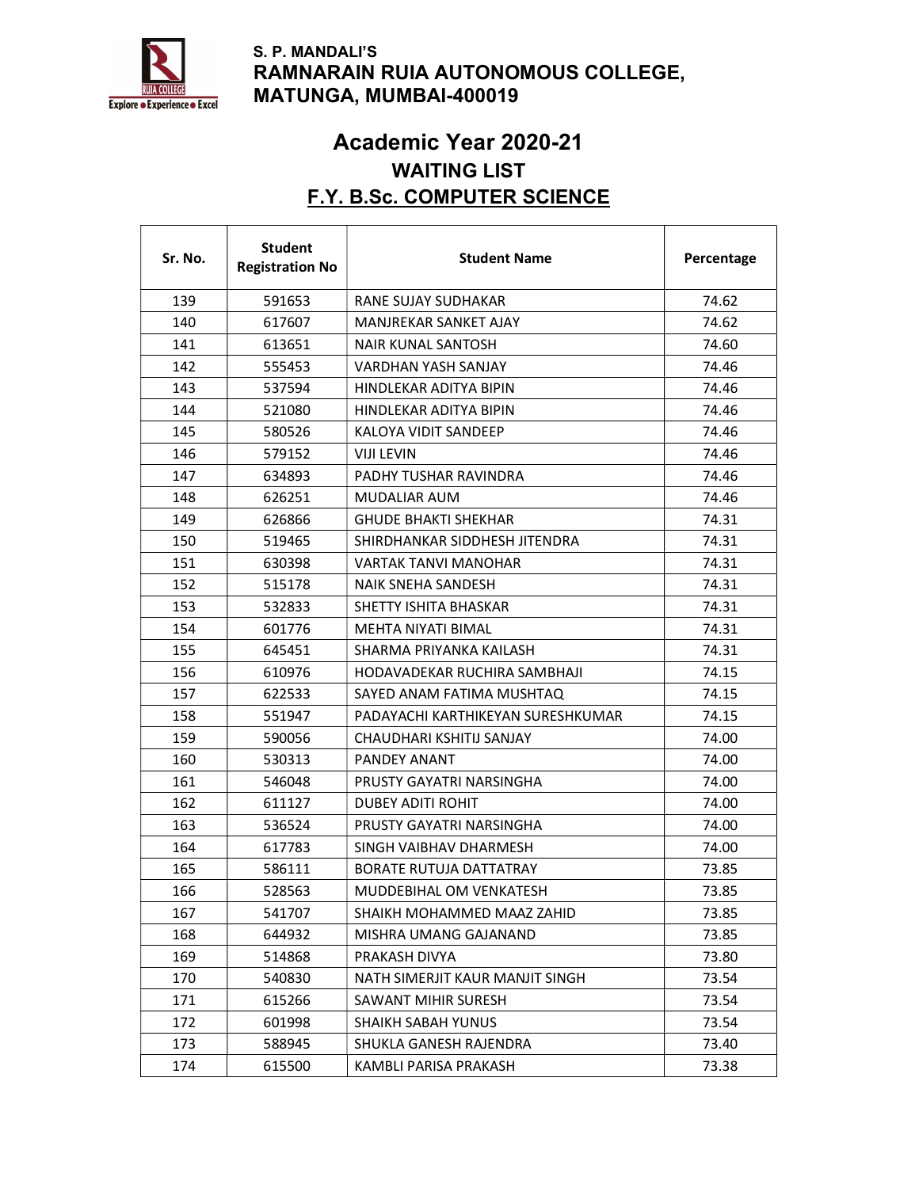S. P. MANDALI'S
**RAMNARAIN RUIA AUTONOMOUS COLLEGE, MATUNGA, MUMBAI-400019**

# Academic Year 2020-21

## WAITING LIST

## F.Y. B.Sc. COMPUTER SCIENCE

| Sr. No. | Student Registration No | Student Name | Percentage |
|---|---|---|---|
| 139 | 591653 | RANE SUJAY SUDHAKAR | 74.62 |
| 140 | 617607 | MANJREKAR SANKET AJAY | 74.62 |
| 141 | 613651 | NAIR KUNAL SANTOSH | 74.60 |
| 142 | 555453 | VARDHAN YASH SANJAY | 74.46 |
| 143 | 537594 | HINDLEKAR ADITYA BIPIN | 74.46 |
| 144 | 521080 | HINDLEKAR ADITYA BIPIN | 74.46 |
| 145 | 580526 | KALOYA VIDIT SANDEEP | 74.46 |
| 146 | 579152 | VIJI LEVIN | 74.46 |
| 147 | 634893 | PADHY TUSHAR RAVINDRA | 74.46 |
| 148 | 626251 | MUDALIAR AUM | 74.46 |
| 149 | 626866 | GHUDE BHAKTI SHEKHAR | 74.31 |
| 150 | 519465 | SHIRDHANKAR SIDDHESH JITENDRA | 74.31 |
| 151 | 630398 | VARTAK TANVI MANOHAR | 74.31 |
| 152 | 515178 | NAIK SNEHA SANDESH | 74.31 |
| 153 | 532833 | SHETTY ISHITA BHASKAR | 74.31 |
| 154 | 601776 | MEHTA NIYATI BIMAL | 74.31 |
| 155 | 645451 | SHARMA PRIYANKA KAILASH | 74.31 |
| 156 | 610976 | HODAVADEKAR RUCHIRA SAMBHAJI | 74.15 |
| 157 | 622533 | SAYED ANAM FATIMA MUSHTAQ | 74.15 |
| 158 | 551947 | PADAYACHI KARTHIKEYAN SURESHKUMAR | 74.15 |
| 159 | 590056 | CHAUDHARI KSHITIJ SANJAY | 74.00 |
| 160 | 530313 | PANDEY ANANT | 74.00 |
| 161 | 546048 | PRUSTY GAYATRI NARSINGHA | 74.00 |
| 162 | 611127 | DUBEY ADITI ROHIT | 74.00 |
| 163 | 536524 | PRUSTY GAYATRI NARSINGHA | 74.00 |
| 164 | 617783 | SINGH VAIBHAV DHARMESH | 74.00 |
| 165 | 586111 | BORATE RUTUJA DATTATRAY | 73.85 |
| 166 | 528563 | MUDDEBIHAL OM VENKATESH | 73.85 |
| 167 | 541707 | SHAIKH MOHAMMED MAAZ ZAHID | 73.85 |
| 168 | 644932 | MISHRA UMANG GAJANAND | 73.85 |
| 169 | 514868 | PRAKASH DIVYA | 73.80 |
| 170 | 540830 | NATH SIMERJIT KAUR MANJIT SINGH | 73.54 |
| 171 | 615266 | SAWANT MIHIR SURESH | 73.54 |
| 172 | 601998 | SHAIKH SABAH YUNUS | 73.54 |
| 173 | 588945 | SHUKLA GANESH RAJENDRA | 73.40 |
| 174 | 615500 | KAMBLI PARISA PRAKASH | 73.38 |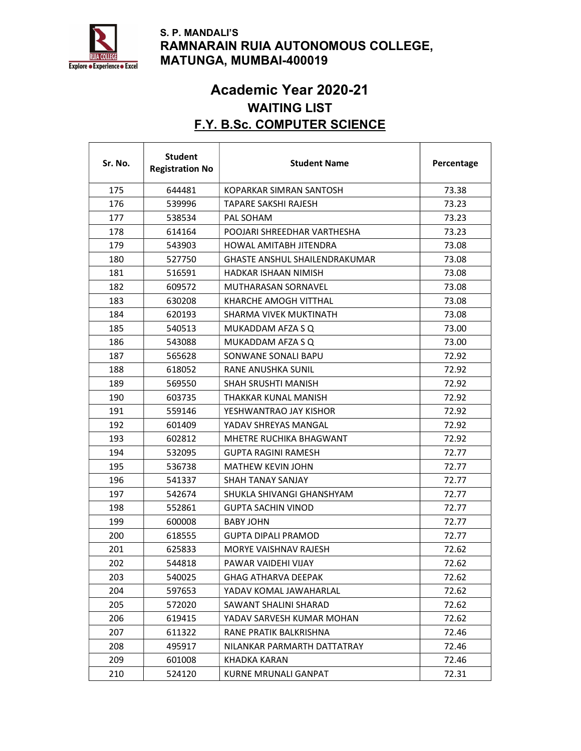**S. P. MANDALI'S**
**RAMNARAIN RUIA AUTONOMOUS COLLEGE, MATUNGA, MUMBAI-400019**

# Academic Year 2020-21

## WAITING LIST

## F.Y. B.Sc. COMPUTER SCIENCE

| Sr. No. | Student Registration No | Student Name | Percentage |
|---|---|---|---|
| 175 | 644481 | KOPARKAR SIMRAN SANTOSH | 73.38 |
| 176 | 539996 | TAPARE SAKSHI RAJESH | 73.23 |
| 177 | 538534 | PAL SOHAM | 73.23 |
| 178 | 614164 | POOJARI SHREEDHAR VARTHESHA | 73.23 |
| 179 | 543903 | HOWAL AMITABH JITENDRA | 73.08 |
| 180 | 527750 | GHASTE ANSHUL SHAILENDRAKUMAR | 73.08 |
| 181 | 516591 | HADKAR ISHAAN NIMISH | 73.08 |
| 182 | 609572 | MUTHARASAN SORNAVEL | 73.08 |
| 183 | 630208 | KHARCHE AMOGH VITTHAL | 73.08 |
| 184 | 620193 | SHARMA VIVEK MUKTINATH | 73.08 |
| 185 | 540513 | MUKADDAM AFZA S Q | 73.00 |
| 186 | 543088 | MUKADDAM AFZA S Q | 73.00 |
| 187 | 565628 | SONWANE SONALI BAPU | 72.92 |
| 188 | 618052 | RANE ANUSHKA SUNIL | 72.92 |
| 189 | 569550 | SHAH SRUSHTI MANISH | 72.92 |
| 190 | 603735 | THAKKAR KUNAL MANISH | 72.92 |
| 191 | 559146 | YESHWANTRAO JAY KISHOR | 72.92 |
| 192 | 601409 | YADAV SHREYAS MANGAL | 72.92 |
| 193 | 602812 | MHETRE RUCHIKA BHAGWANT | 72.92 |
| 194 | 532095 | GUPTA RAGINI RAMESH | 72.77 |
| 195 | 536738 | MATHEW KEVIN JOHN | 72.77 |
| 196 | 541337 | SHAH TANAY SANJAY | 72.77 |
| 197 | 542674 | SHUKLA SHIVANGI GHANSHYAM | 72.77 |
| 198 | 552861 | GUPTA SACHIN VINOD | 72.77 |
| 199 | 600008 | BABY JOHN | 72.77 |
| 200 | 618555 | GUPTA DIPALI PRAMOD | 72.77 |
| 201 | 625833 | MORYE VAISHNAV RAJESH | 72.62 |
| 202 | 544818 | PAWAR VAIDEHI VIJAY | 72.62 |
| 203 | 540025 | GHAG ATHARVA DEEPAK | 72.62 |
| 204 | 597653 | YADAV KOMAL JAWAHARLAL | 72.62 |
| 205 | 572020 | SAWANT SHALINI SHARAD | 72.62 |
| 206 | 619415 | YADAV SARVESH KUMAR MOHAN | 72.62 |
| 207 | 611322 | RANE PRATIK BALKRISHNA | 72.46 |
| 208 | 495917 | NILANKAR PARMARTH DATTATRAY | 72.46 |
| 209 | 601008 | KHADKA KARAN | 72.46 |
| 210 | 524120 | KURNE MRUNALI GANPAT | 72.31 |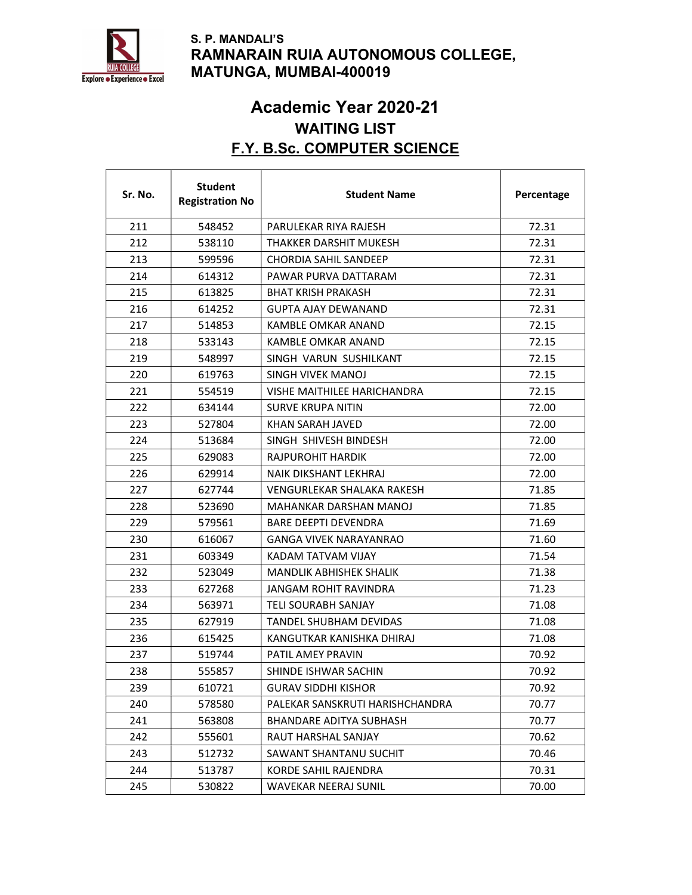S. P. MANDALI'S
**RAMNARAIN RUIA AUTONOMOUS COLLEGE,**
**MATUNGA, MUMBAI-400019**

# Academic Year 2020-21

## WAITING LIST

## F.Y. B.Sc. COMPUTER SCIENCE

| Sr. No. | Student Registration No | Student Name | Percentage |
|---|---|---|---|
| 211 | 548452 | PARULEKAR RIYA RAJESH | 72.31 |
| 212 | 538110 | THAKKER DARSHIT MUKESH | 72.31 |
| 213 | 599596 | CHORDIA SAHIL SANDEEP | 72.31 |
| 214 | 614312 | PAWAR PURVA DATTARAM | 72.31 |
| 215 | 613825 | BHAT KRISH PRAKASH | 72.31 |
| 216 | 614252 | GUPTA AJAY DEWANAND | 72.31 |
| 217 | 514853 | KAMBLE OMKAR ANAND | 72.15 |
| 218 | 533143 | KAMBLE OMKAR ANAND | 72.15 |
| 219 | 548997 | SINGH VARUN SUSHILKANT | 72.15 |
| 220 | 619763 | SINGH VIVEK MANOJ | 72.15 |
| 221 | 554519 | VISHE MAITHILEE HARICHANDRA | 72.15 |
| 222 | 634144 | SURVE KRUPA NITIN | 72.00 |
| 223 | 527804 | KHAN SARAH JAVED | 72.00 |
| 224 | 513684 | SINGH SHIVESH BINDESH | 72.00 |
| 225 | 629083 | RAJPUROHIT HARDIK | 72.00 |
| 226 | 629914 | NAIK DIKSHANT LEKHRAJ | 72.00 |
| 227 | 627744 | VENGURLEKAR SHALAKA RAKESH | 71.85 |
| 228 | 523690 | MAHANKAR DARSHAN MANOJ | 71.85 |
| 229 | 579561 | BARE DEEPTI DEVENDRA | 71.69 |
| 230 | 616067 | GANGA VIVEK NARAYANRAO | 71.60 |
| 231 | 603349 | KADAM TATVAM VIJAY | 71.54 |
| 232 | 523049 | MANDLIK ABHISHEK SHALIK | 71.38 |
| 233 | 627268 | JANGAM ROHIT RAVINDRA | 71.23 |
| 234 | 563971 | TELI SOURABH SANJAY | 71.08 |
| 235 | 627919 | TANDEL SHUBHAM DEVIDAS | 71.08 |
| 236 | 615425 | KANGUTKAR KANISHKA DHIRAJ | 71.08 |
| 237 | 519744 | PATIL AMEY PRAVIN | 70.92 |
| 238 | 555857 | SHINDE ISHWAR SACHIN | 70.92 |
| 239 | 610721 | GURAV SIDDHI KISHOR | 70.92 |
| 240 | 578580 | PALEKAR SANSKRUTI HARISHCHANDRA | 70.77 |
| 241 | 563808 | BHANDARE ADITYA SUBHASH | 70.77 |
| 242 | 555601 | RAUT HARSHAL SANJAY | 70.62 |
| 243 | 512732 | SAWANT SHANTANU SUCHIT | 70.46 |
| 244 | 513787 | KORDE SAHIL RAJENDRA | 70.31 |
| 245 | 530822 | WAVEKAR NEERAJ SUNIL | 70.00 |